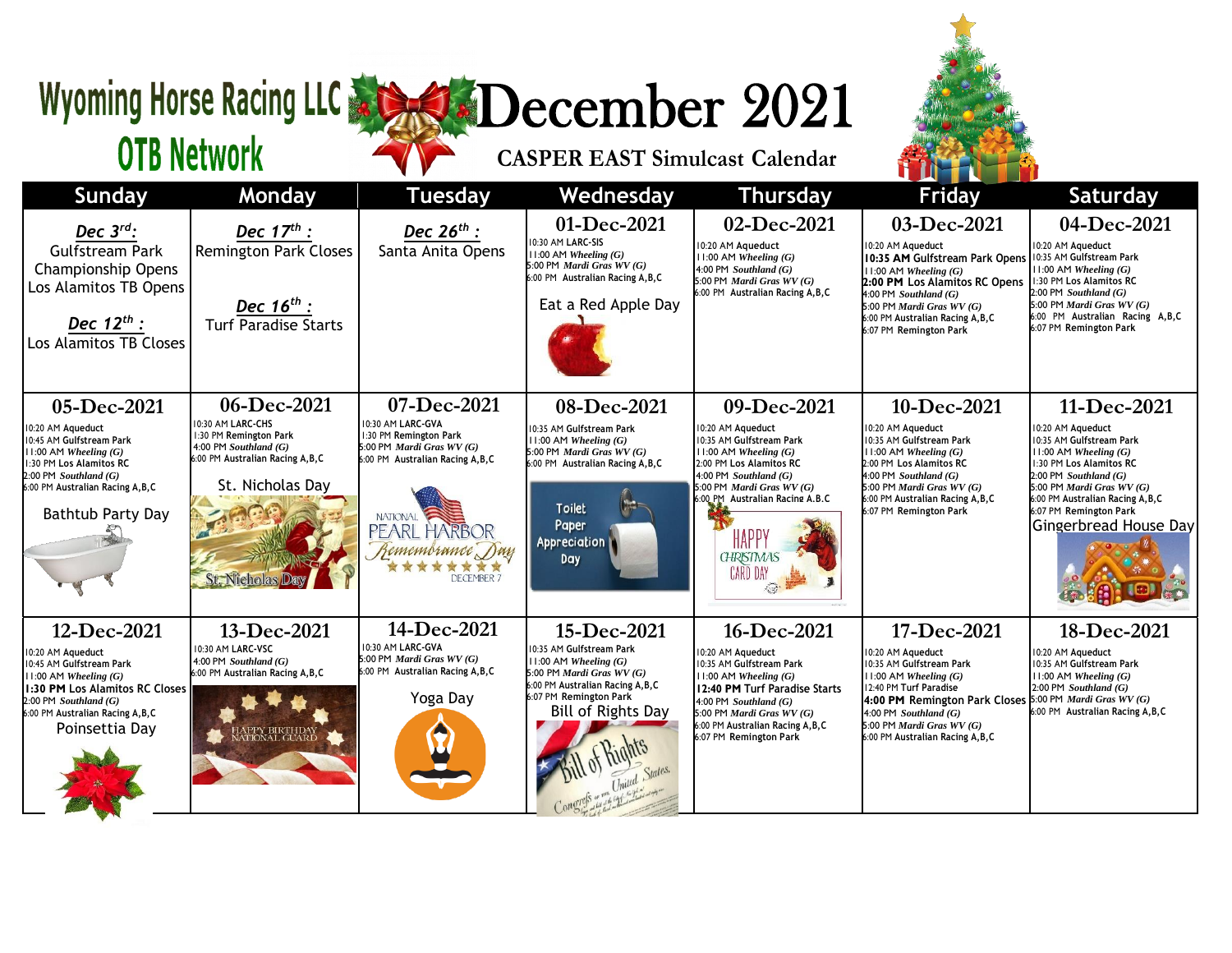# Wyoming Horse Racing LLC OTB Network

# December 2021

## CASPER EAST Simulcast Calendar

| Sunday | Monday | Tuesday | Wednesday | Thursday | Friday | Saturday |
|---|---|---|---|---|---|---|
| ***Dec 3rd:*** Gulfstream Park Championship Opens Los Alamitos TB Opens<br>***Dec 12th:*** Los Alamitos TB Closes | ***Dec 17th:*** Remington Park Closes<br>***Dec 16th:*** Turf Paradise Starts | ***Dec 26th:*** Santa Anita Opens | **01-Dec-2021**<br>10:30 AM LARC-SIS<br>11:00 AM *Wheeling (G)*<br>5:00 PM *Mardi Gras WV (G)*<br>6:00 PM Australian Racing A,B,C<br>Eat a Red Apple Day | **02-Dec-2021**<br>10:20 AM Aqueduct<br>11:00 AM *Wheeling (G)*<br>4:00 PM *Southland (G)*<br>5:00 PM *Mardi Gras WV (G)*<br>6:00 PM Australian Racing A,B,C | **03-Dec-2021**<br>10:20 AM Aqueduct<br>**10:35 AM** Gulfstream Park Opens<br>11:00 AM *Wheeling (G)*<br>**2:00 PM** Los Alamitos RC Opens<br>4:00 PM *Southland (G)*<br>5:00 PM *Mardi Gras WV (G)*<br>6:00 PM Australian Racing A,B,C<br>6:07 PM Remington Park | **04-Dec-2021**<br>10:20 AM Aqueduct<br>10:35 AM Gulfstream Park<br>11:00 AM *Wheeling (G)*<br>1:30 PM Los Alamitos RC<br>2:00 PM *Southland (G)*<br>5:00 PM *Mardi Gras WV (G)*<br>6:00 PM Australian Racing A,B,C<br>6:07 PM Remington Park |
| **05-Dec-2021**<br>10:20 AM Aqueduct<br>10:45 AM Gulfstream Park<br>11:00 AM *Wheeling (G)*<br>1:30 PM Los Alamitos RC<br>2:00 PM *Southland (G)*<br>6:00 PM Australian Racing A,B,C<br>Bathtub Party Day | **06-Dec-2021**<br>10:30 AM LARC-CHS<br>1:30 PM Remington Park<br>4:00 PM *Southland (G)*<br>6:00 PM Australian Racing A,B,C<br>St. Nicholas Day | **07-Dec-2021**<br>10:30 AM LARC-GVA<br>1:30 PM Remington Park<br>5:00 PM *Mardi Gras WV (G)*<br>6:00 PM Australian Racing A,B,C<br>National Pearl Harbor Remembrance Day December 7 | **08-Dec-2021**<br>10:35 AM Gulfstream Park<br>11:00 AM *Wheeling (G)*<br>5:00 PM *Mardi Gras WV (G)*<br>6:00 PM Australian Racing A,B,C<br>Toilet Paper Appreciation Day | **09-Dec-2021**<br>10:20 AM Aqueduct<br>10:35 AM Gulfstream Park<br>11:00 AM *Wheeling (G)*<br>2:00 PM Los Alamitos RC<br>4:00 PM *Southland (G)*<br>5:00 PM *Mardi Gras WV (G)*<br>6:00 PM Australian Racing A,B,C<br>Happy Christmas Card Day | **10-Dec-2021**<br>10:20 AM Aqueduct<br>10:35 AM Gulfstream Park<br>11:00 AM *Wheeling (G)*<br>2:00 PM Los Alamitos RC<br>4:00 PM *Southland (G)*<br>5:00 PM *Mardi Gras WV (G)*<br>6:00 PM Australian Racing A,B,C<br>6:07 PM Remington Park | **11-Dec-2021**<br>10:20 AM Aqueduct<br>10:35 AM Gulfstream Park<br>11:00 AM *Wheeling (G)*<br>1:30 PM Los Alamitos RC<br>2:00 PM *Southland (G)*<br>5:00 PM *Mardi Gras WV (G)*<br>6:00 PM Australian Racing A,B,C<br>6:07 PM Remington Park<br>Gingerbread House Day |
| **12-Dec-2021**<br>10:20 AM Aqueduct<br>10:45 AM Gulfstream Park<br>11:00 AM *Wheeling (G)*<br>**1:30 PM** Los Alamitos RC Closes<br>2:00 PM *Southland (G)*<br>6:00 PM Australian Racing A,B,C<br>Poinsettia Day | **13-Dec-2021**<br>10:30 AM LARC-VSC<br>4:00 PM *Southland (G)*<br>6:00 PM Australian Racing A,B,C<br>Happy Birthday National Guard | **14-Dec-2021**<br>10:30 AM LARC-GVA<br>5:00 PM *Mardi Gras WV (G)*<br>6:00 PM Australian Racing A,B,C<br>Yoga Day | **15-Dec-2021**<br>10:35 AM Gulfstream Park<br>11:00 AM *Wheeling (G)*<br>5:00 PM *Mardi Gras WV (G)*<br>6:00 PM Australian Racing A,B,C<br>6:07 PM Remington Park<br>Bill of Rights Day | **16-Dec-2021**<br>10:20 AM Aqueduct<br>10:35 AM Gulfstream Park<br>11:00 AM *Wheeling (G)*<br>**12:40 PM** Turf Paradise Starts<br>4:00 PM *Southland (G)*<br>5:00 PM *Mardi Gras WV (G)*<br>6:00 PM Australian Racing A,B,C<br>6:07 PM Remington Park | **17-Dec-2021**<br>10:20 AM Aqueduct<br>10:35 AM Gulfstream Park<br>11:00 AM *Wheeling (G)*<br>12:40 PM Turf Paradise<br>**4:00 PM** Remington Park Closes<br>4:00 PM *Southland (G)*<br>5:00 PM *Mardi Gras WV (G)*<br>6:00 PM Australian Racing A,B,C | **18-Dec-2021**<br>10:20 AM Aqueduct<br>10:35 AM Gulfstream Park<br>11:00 AM *Wheeling (G)*<br>2:00 PM *Southland (G)*<br>5:00 PM *Mardi Gras WV (G)*<br>6:00 PM Australian Racing A,B,C |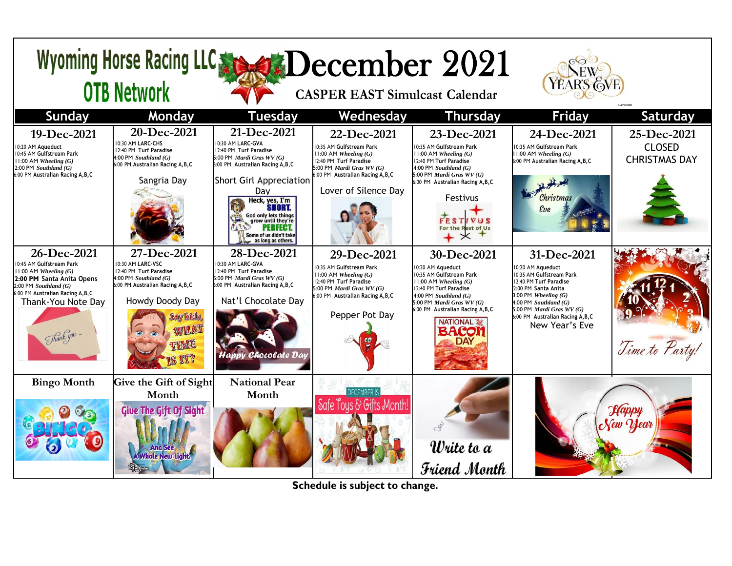# Wyoming Horse Racing LLC OTB Network

# December 2021

## CASPER EAST Simulcast Calendar

| Sunday | Monday | Tuesday | Wednesday | Thursday | Friday | Saturday |
|---|---|---|---|---|---|---|
| **19-Dec-2021**<br>10:20 AM Aqueduct<br>10:45 AM Gulfstream Park<br>11:00 AM *Wheeling (G)*<br>2:00 PM *Southland (G)*<br>6:00 PM Australian Racing A,B,C | **20-Dec-2021**<br>10:30 AM LARC-CHS<br>12:40 PM Turf Paradise<br>4:00 PM *Southland (G)*<br>6:00 PM Australian Racing A,B,C<br><br>Sangria Day | **21-Dec-2021**<br>10:30 AM LARC-GVA<br>12:40 PM Turf Paradise<br>5:00 PM *Mardi Gras WV (G)*<br>6:00 PM Australian Racing A,B,C<br><br>Short Girl Appreciation Day | **22-Dec-2021**<br>10:35 AM Gulfstream Park<br>11:00 AM *Wheeling (G)*<br>12:40 PM Turf Paradise<br>5:00 PM *Mardi Gras WV (G)*<br>6:00 PM Australian Racing A,B,C<br><br>Lover of Silence Day | **23-Dec-2021**<br>10:35 AM Gulfstream Park<br>11:00 AM *Wheeling (G)*<br>12:40 PM Turf Paradise<br>4:00 PM *Southland (G)*<br>5:00 PM *Mardi Gras WV (G)*<br>6:00 PM Australian Racing A,B,C<br><br>Festivus | **24-Dec-2021**<br>10:35 AM Gulfstream Park<br>11:00 AM *Wheeling (G)*<br>6:00 PM Australian Racing A,B,C | **25-Dec-2021**<br>CLOSED<br>CHRISTMAS DAY |
| **26-Dec-2021**<br>10:45 AM Gulfstream Park<br>11:00 AM *Wheeling (G)*<br>**2:00 PM** Santa Anita Opens<br>2:00 PM *Southland (G)*<br>6:00 PM Australian Racing A,B,C<br><br>Thank-You Note Day | **27-Dec-2021**<br>10:30 AM LARC-VSC<br>12:40 PM Turf Paradise<br>4:00 PM *Southland (G)*<br>6:00 PM Australian Racing A,B,C<br><br>Howdy Doody Day | **28-Dec-2021**<br>10:30 AM LARC-GVA<br>12:40 PM Turf Paradise<br>5:00 PM *Mardi Gras WV (G)*<br>6:00 PM Australian Racing A,B,C<br><br>Nat'l Chocolate Day | **29-Dec-2021**<br>10:35 AM Gulfstream Park<br>11:00 AM *Wheeling (G)*<br>12:40 PM Turf Paradise<br>5:00 PM *Mardi Gras WV (G)*<br>6:00 PM Australian Racing A,B,C<br><br>Pepper Pot Day | **30-Dec-2021**<br>10:20 AM Aqueduct<br>10:35 AM Gulfstream Park<br>11:00 AM *Wheeling (G)*<br>12:40 PM Turf Paradise<br>4:00 PM *Southland (G)*<br>5:00 PM *Mardi Gras WV (G)*<br>6:00 PM Australian Racing A,B,C<br><br>National Bacon Day | **31-Dec-2021**<br>10:20 AM Aqueduct<br>10:35 AM Gulfstream Park<br>12:40 PM Turf Paradise<br>2:00 PM Santa Anita<br>3:00 PM *Wheeling (G)*<br>4:00 PM *Southland (G)*<br>5:00 PM *Mardi Gras WV (G)*<br>6:00 PM Australian Racing A,B,C<br><br>New Year's Eve | Time to Party! |
| **Bingo Month** | **Give the Gift of Sight Month** | **National Pear Month** | December is Safe Toys & Gifts Month! | Write to a Friend Month | Happy New Year | |

**Schedule is subject to change.**